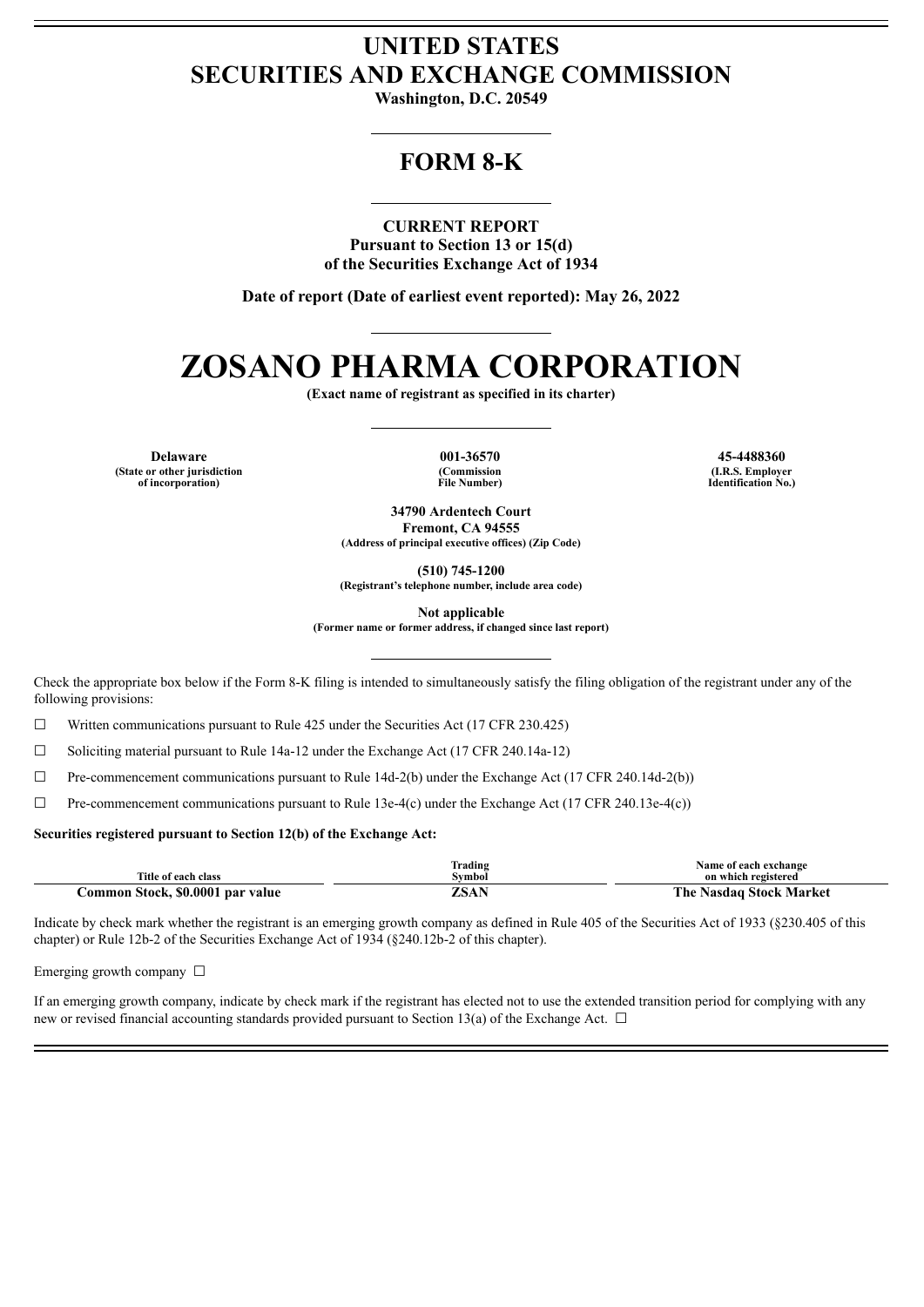# UNITED STATES
# SECURITIES AND EXCHANGE COMMISSION

**Washington, D.C. 20549**

## FORM 8-K

**CURRENT REPORT**
**Pursuant to Section 13 or 15(d)**
**of the Securities Exchange Act of 1934**

**Date of report (Date of earliest event reported): May 26, 2022**

# ZOSANO PHARMA CORPORATION

**(Exact name of registrant as specified in its charter)**

| Delaware | 001-36570 | 45-4488360 |
|---|---|---|
| (State or other jurisdiction of incorporation) | (Commission File Number) | (I.R.S. Employer Identification No.) |

**34790 Ardentech Court**
**Fremont, CA 94555**
**(Address of principal executive offices) (Zip Code)**

**(510) 745-1200**
**(Registrant's telephone number, include area code)**

**Not applicable**
**(Former name or former address, if changed since last report)**

Check the appropriate box below if the Form 8-K filing is intended to simultaneously satisfy the filing obligation of the registrant under any of the following provisions:

☐ Written communications pursuant to Rule 425 under the Securities Act (17 CFR 230.425)

☐ Soliciting material pursuant to Rule 14a-12 under the Exchange Act (17 CFR 240.14a-12)

☐ Pre-commencement communications pursuant to Rule 14d-2(b) under the Exchange Act (17 CFR 240.14d-2(b))

☐ Pre-commencement communications pursuant to Rule 13e-4(c) under the Exchange Act (17 CFR 240.13e-4(c))

**Securities registered pursuant to Section 12(b) of the Exchange Act:**

| Title of each class | Trading Symbol | Name of each exchange on which registered |
|---|---|---|
| **Common Stock, $0.0001 par value** | **ZSAN** | **The Nasdaq Stock Market** |

Indicate by check mark whether the registrant is an emerging growth company as defined in Rule 405 of the Securities Act of 1933 (§230.405 of this chapter) or Rule 12b-2 of the Securities Exchange Act of 1934 (§240.12b-2 of this chapter).

Emerging growth company ☐

If an emerging growth company, indicate by check mark if the registrant has elected not to use the extended transition period for complying with any new or revised financial accounting standards provided pursuant to Section 13(a) of the Exchange Act. ☐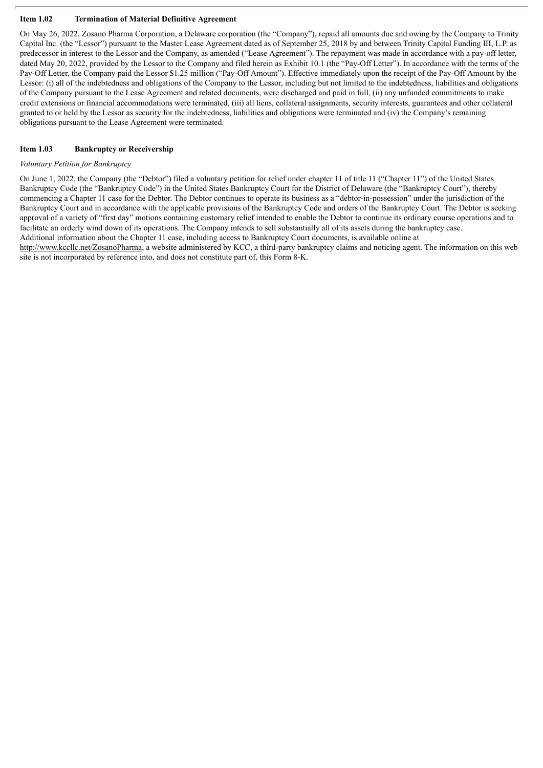## Item 1.02 Termination of Material Definitive Agreement

On May 26, 2022, Zosano Pharma Corporation, a Delaware corporation (the "Company"), repaid all amounts due and owing by the Company to Trinity Capital Inc. (the "Lessor") pursuant to the Master Lease Agreement dated as of September 25, 2018 by and between Trinity Capital Funding III, L.P. as predecessor in interest to the Lessor and the Company, as amended ("Lease Agreement"). The repayment was made in accordance with a pay-off letter, dated May 20, 2022, provided by the Lessor to the Company and filed herein as Exhibit 10.1 (the "Pay-Off Letter"). In accordance with the terms of the Pay-Off Letter, the Company paid the Lessor $1.25 million ("Pay-Off Amount"). Effective immediately upon the receipt of the Pay-Off Amount by the Lessor: (i) all of the indebtedness and obligations of the Company to the Lessor, including but not limited to the indebtedness, liabilities and obligations of the Company pursuant to the Lease Agreement and related documents, were discharged and paid in full, (ii) any unfunded commitments to make credit extensions or financial accommodations were terminated, (iii) all liens, collateral assignments, security interests, guarantees and other collateral granted to or held by the Lessor as security for the indebtedness, liabilities and obligations were terminated and (iv) the Company's remaining obligations pursuant to the Lease Agreement were terminated.

## Item 1.03 Bankruptcy or Receivership

*Voluntary Petition for Bankruptcy*

On June 1, 2022, the Company (the "Debtor") filed a voluntary petition for relief under chapter 11 of title 11 ("Chapter 11") of the United States Bankruptcy Code (the "Bankruptcy Code") in the United States Bankruptcy Court for the District of Delaware (the "Bankruptcy Court"), thereby commencing a Chapter 11 case for the Debtor. The Debtor continues to operate its business as a "debtor-in-possession" under the jurisdiction of the Bankruptcy Court and in accordance with the applicable provisions of the Bankruptcy Code and orders of the Bankruptcy Court. The Debtor is seeking approval of a variety of "first day" motions containing customary relief intended to enable the Debtor to continue its ordinary course operations and to facilitate an orderly wind down of its operations. The Company intends to sell substantially all of its assets during the bankruptcy case.

Additional information about the Chapter 11 case, including access to Bankruptcy Court documents, is available online at http://www.kccllc.net/ZosanoPharma, a website administered by KCC, a third-party bankruptcy claims and noticing agent. The information on this web site is not incorporated by reference into, and does not constitute part of, this Form 8-K.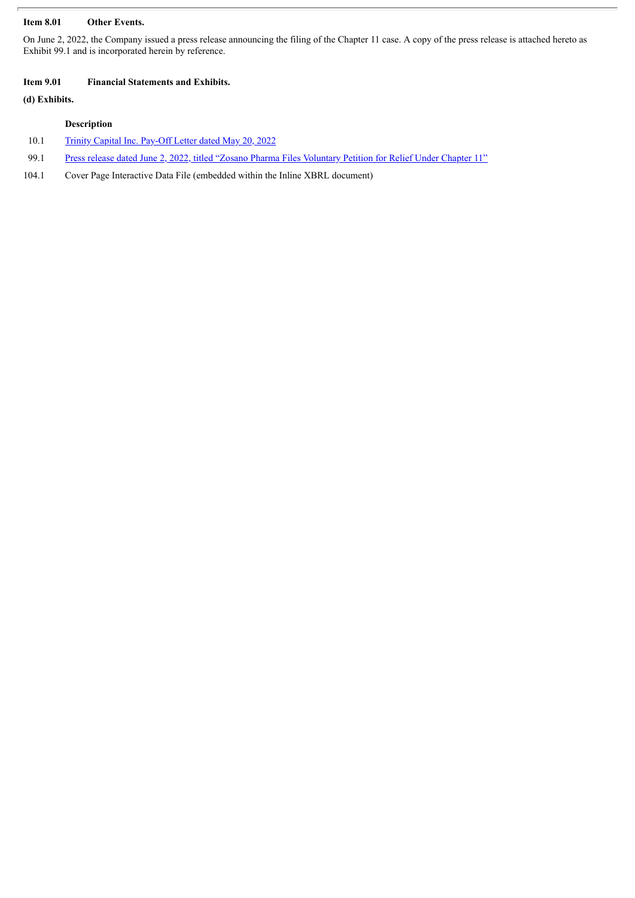**Item 8.01 Other Events.**

On June 2, 2022, the Company issued a press release announcing the filing of the Chapter 11 case. A copy of the press release is attached hereto as Exhibit 99.1 and is incorporated herein by reference.

**Item 9.01 Financial Statements and Exhibits.**

**(d) Exhibits.**

| | Description |
|---|---|
| 10.1 | Trinity Capital Inc. Pay-Off Letter dated May 20, 2022 |
| 99.1 | Press release dated June 2, 2022, titled "Zosano Pharma Files Voluntary Petition for Relief Under Chapter 11" |
| 104.1 | Cover Page Interactive Data File (embedded within the Inline XBRL document) |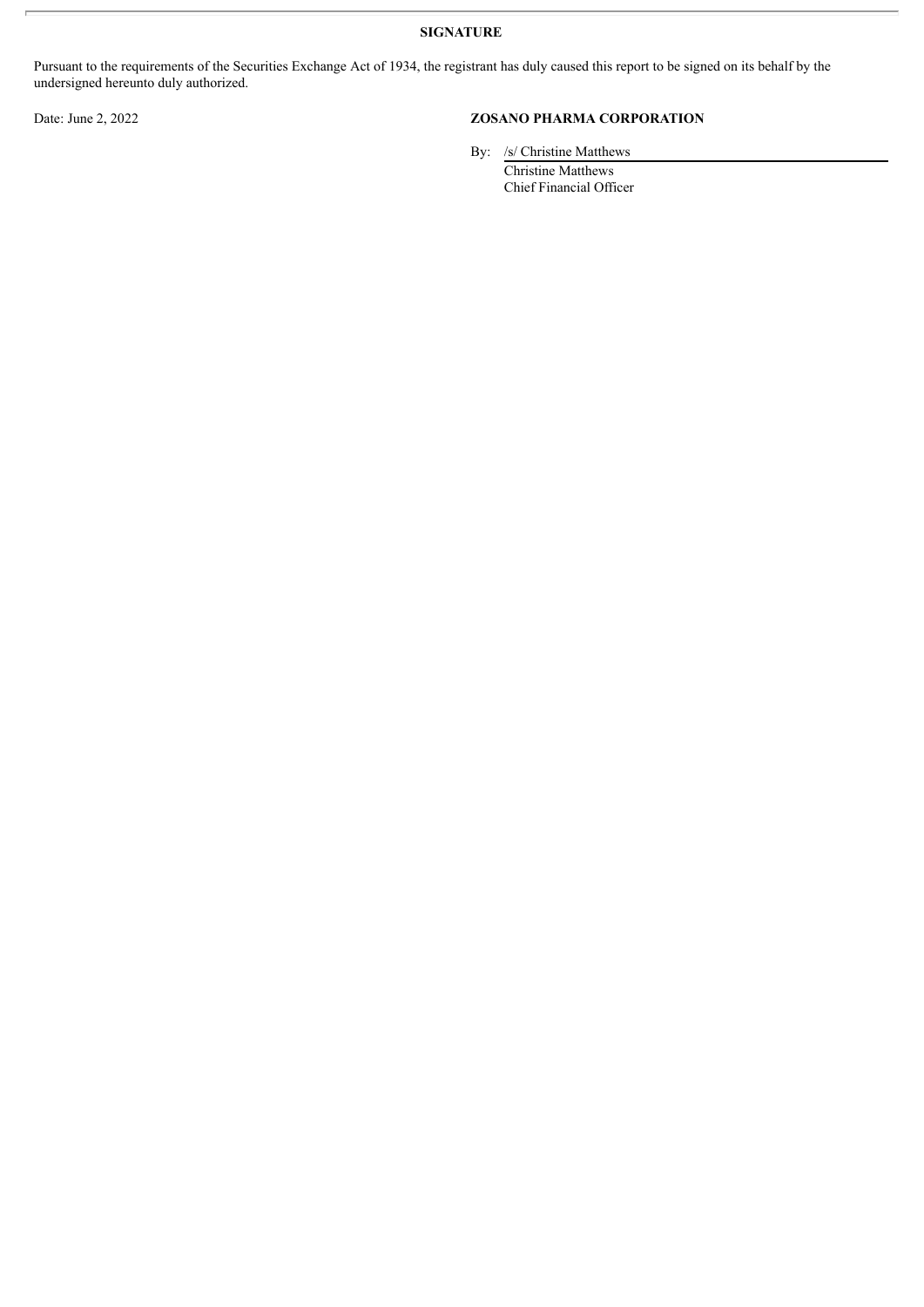**SIGNATURE**

Pursuant to the requirements of the Securities Exchange Act of 1934, the registrant has duly caused this report to be signed on its behalf by the undersigned hereunto duly authorized.

Date: June 2, 2022

**ZOSANO PHARMA CORPORATION**

By: /s/ Christine Matthews
Christine Matthews
Chief Financial Officer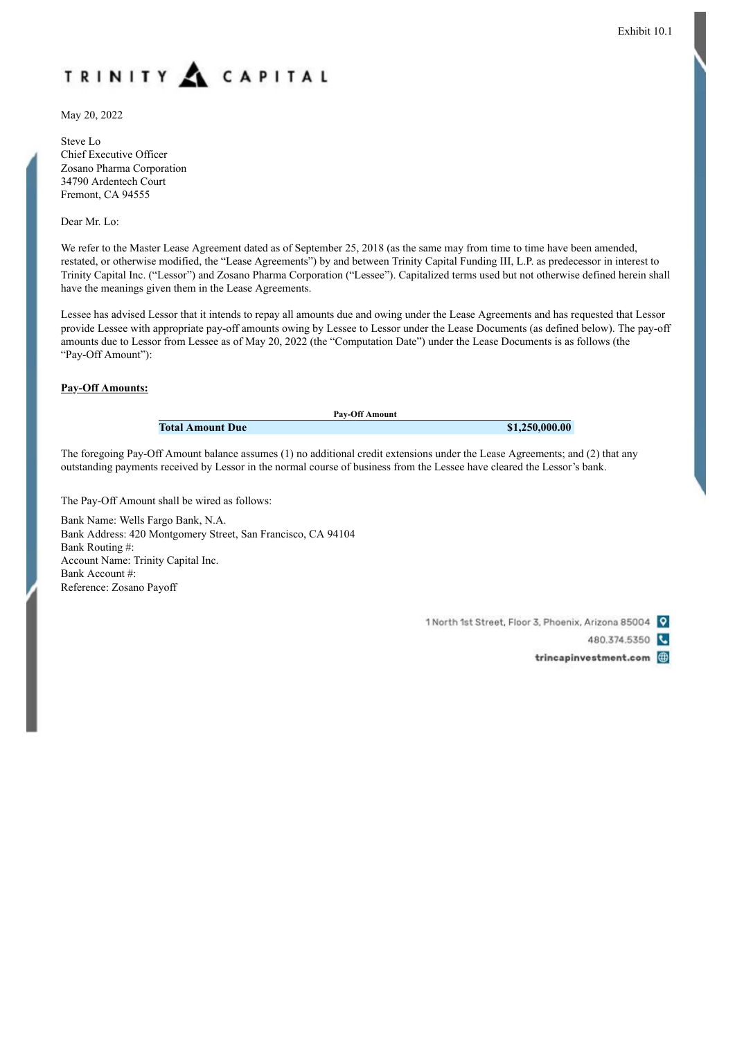Exhibit 10.1

TRINITY CAPITAL

May 20, 2022

Steve Lo
Chief Executive Officer
Zosano Pharma Corporation
34790 Ardentech Court
Fremont, CA 94555

Dear Mr. Lo:

We refer to the Master Lease Agreement dated as of September 25, 2018 (as the same may from time to time have been amended, restated, or otherwise modified, the "Lease Agreements") by and between Trinity Capital Funding III, L.P. as predecessor in interest to Trinity Capital Inc. ("Lessor") and Zosano Pharma Corporation ("Lessee"). Capitalized terms used but not otherwise defined herein shall have the meanings given them in the Lease Agreements.

Lessee has advised Lessor that it intends to repay all amounts due and owing under the Lease Agreements and has requested that Lessor provide Lessee with appropriate pay-off amounts owing by Lessee to Lessor under the Lease Documents (as defined below). The pay-off amounts due to Lessor from Lessee as of May 20, 2022 (the "Computation Date") under the Lease Documents is as follows (the "Pay-Off Amount"):

**Pay-Off Amounts:**

| | Pay-Off Amount |
|---|---|
| **Total Amount Due** | **$1,250,000.00** |

The foregoing Pay-Off Amount balance assumes (1) no additional credit extensions under the Lease Agreements; and (2) that any outstanding payments received by Lessor in the normal course of business from the Lessee have cleared the Lessor's bank.

The Pay-Off Amount shall be wired as follows:

Bank Name: Wells Fargo Bank, N.A.
Bank Address: 420 Montgomery Street, San Francisco, CA 94104
Bank Routing #:
Account Name: Trinity Capital Inc.
Bank Account #:
Reference: Zosano Payoff

1 North 1st Street, Floor 3, Phoenix, Arizona 85004
480.374.5350
trincapinvestment.com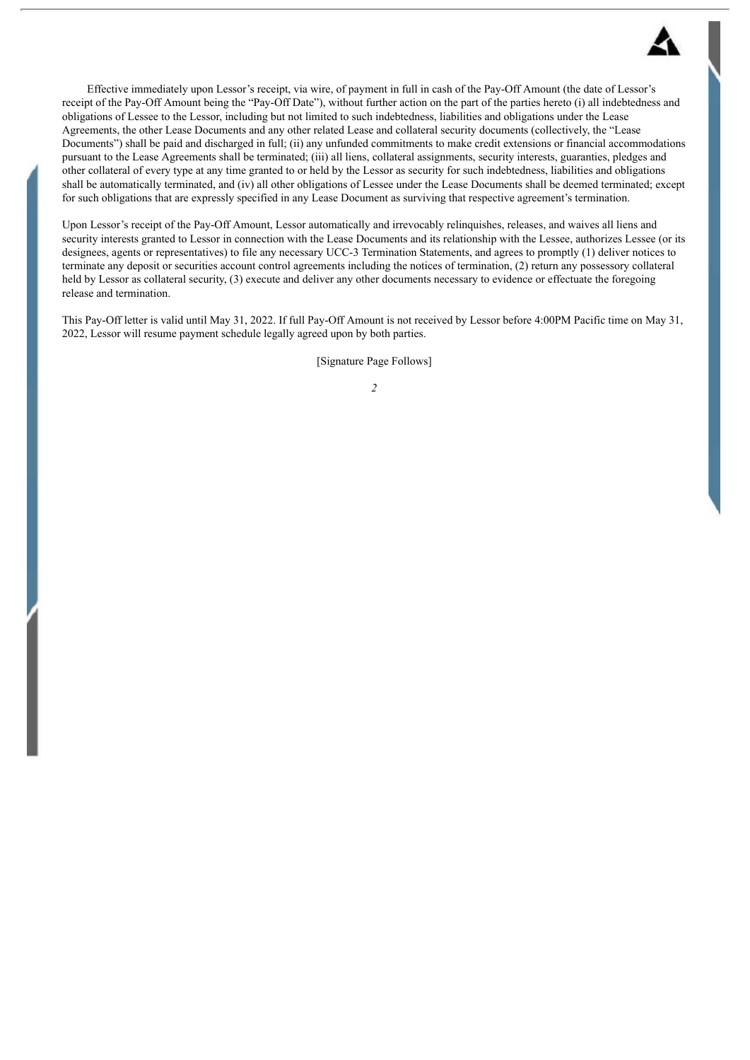Effective immediately upon Lessor's receipt, via wire, of payment in full in cash of the Pay-Off Amount (the date of Lessor's receipt of the Pay-Off Amount being the "Pay-Off Date"), without further action on the part of the parties hereto (i) all indebtedness and obligations of Lessee to the Lessor, including but not limited to such indebtedness, liabilities and obligations under the Lease Agreements, the other Lease Documents and any other related Lease and collateral security documents (collectively, the "Lease Documents") shall be paid and discharged in full; (ii) any unfunded commitments to make credit extensions or financial accommodations pursuant to the Lease Agreements shall be terminated; (iii) all liens, collateral assignments, security interests, guaranties, pledges and other collateral of every type at any time granted to or held by the Lessor as security for such indebtedness, liabilities and obligations shall be automatically terminated, and (iv) all other obligations of Lessee under the Lease Documents shall be deemed terminated; except for such obligations that are expressly specified in any Lease Document as surviving that respective agreement's termination.

Upon Lessor's receipt of the Pay-Off Amount, Lessor automatically and irrevocably relinquishes, releases, and waives all liens and security interests granted to Lessor in connection with the Lease Documents and its relationship with the Lessee, authorizes Lessee (or its designees, agents or representatives) to file any necessary UCC-3 Termination Statements, and agrees to promptly (1) deliver notices to terminate any deposit or securities account control agreements including the notices of termination, (2) return any possessory collateral held by Lessor as collateral security, (3) execute and deliver any other documents necessary to evidence or effectuate the foregoing release and termination.

This Pay-Off letter is valid until May 31, 2022. If full Pay-Off Amount is not received by Lessor before 4:00PM Pacific time on May 31, 2022, Lessor will resume payment schedule legally agreed upon by both parties.

[Signature Page Follows]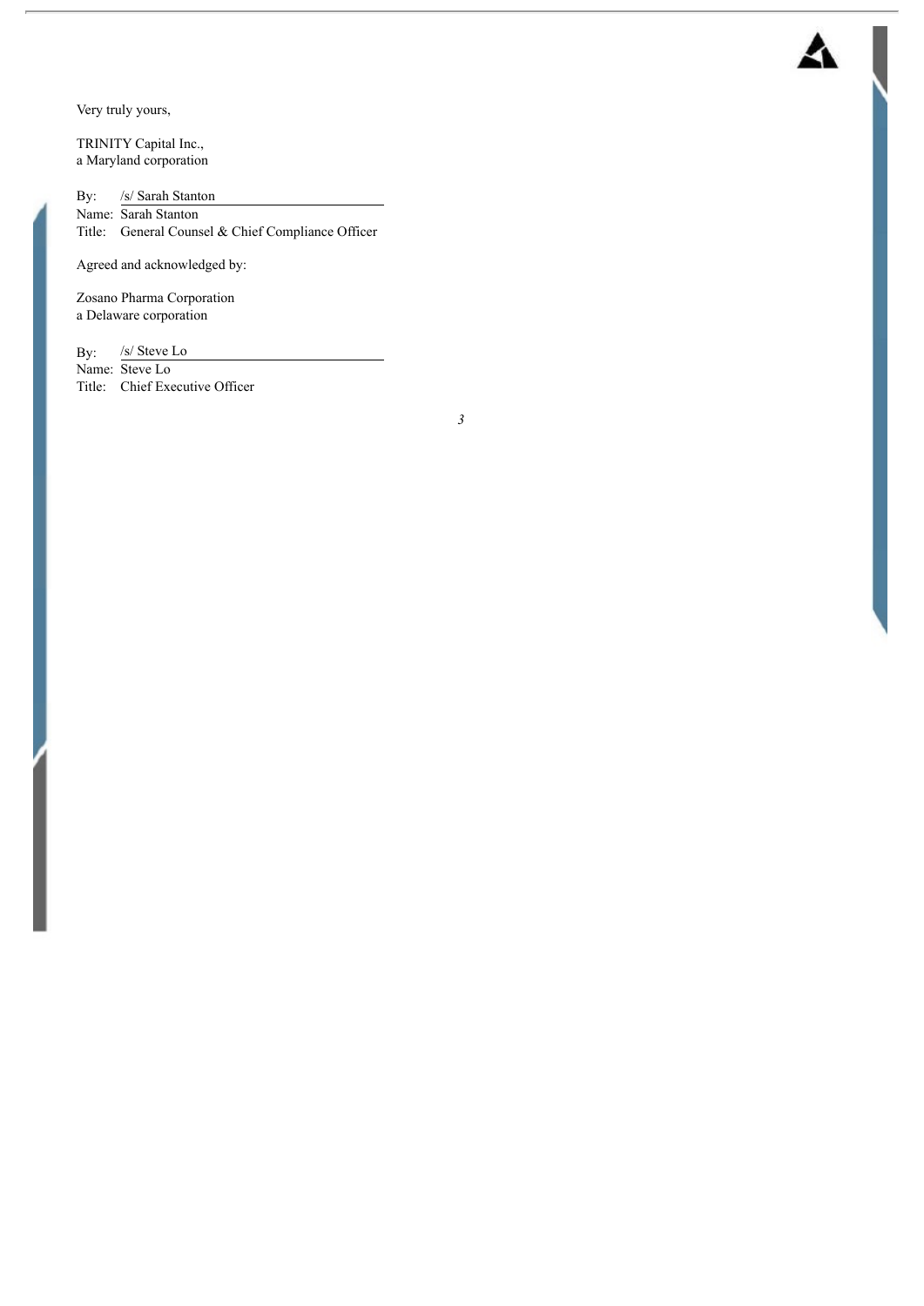Very truly yours,

TRINITY Capital Inc.,
a Maryland corporation

By: /s/ Sarah Stanton
Name: Sarah Stanton
Title: General Counsel & Chief Compliance Officer

Agreed and acknowledged by:

Zosano Pharma Corporation
a Delaware corporation

By: /s/ Steve Lo
Name: Steve Lo
Title: Chief Executive Officer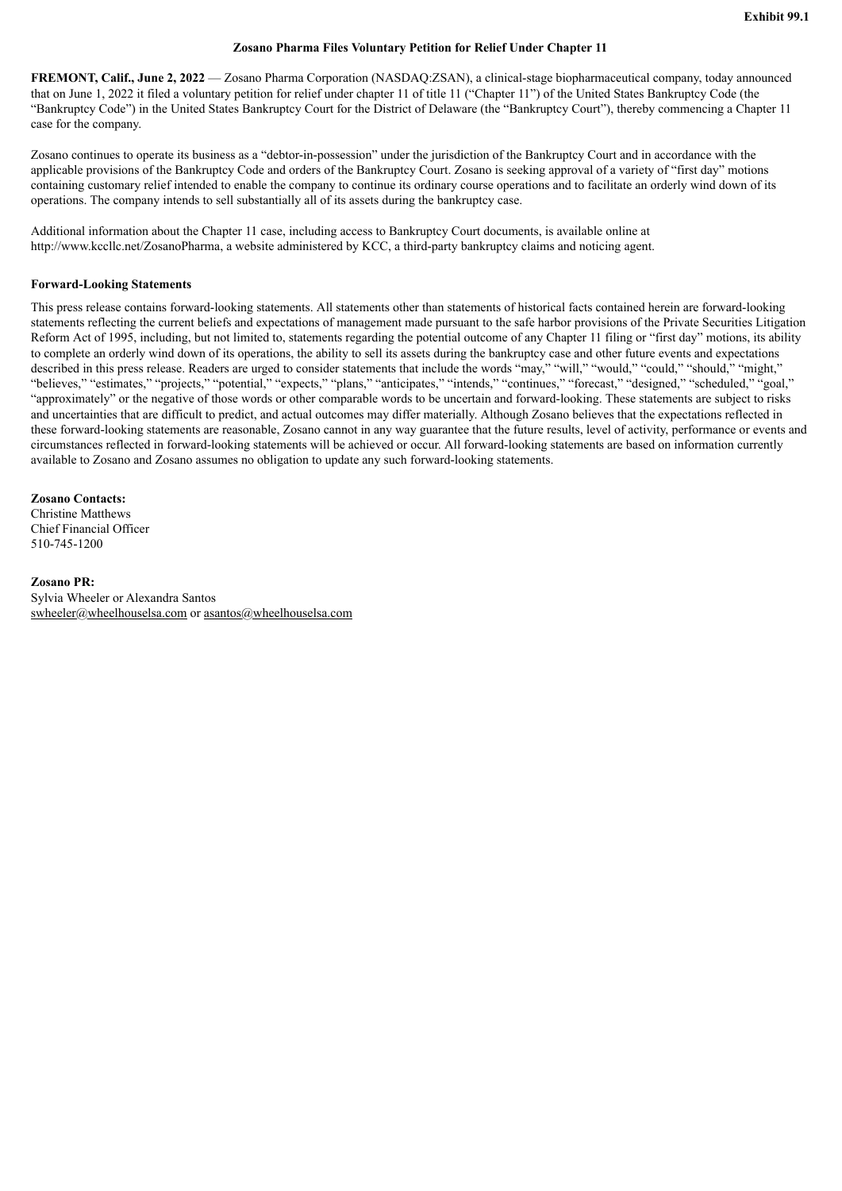Exhibit 99.1

**Zosano Pharma Files Voluntary Petition for Relief Under Chapter 11**

**FREMONT, Calif., June 2, 2022** — Zosano Pharma Corporation (NASDAQ:ZSAN), a clinical-stage biopharmaceutical company, today announced that on June 1, 2022 it filed a voluntary petition for relief under chapter 11 of title 11 ("Chapter 11") of the United States Bankruptcy Code (the "Bankruptcy Code") in the United States Bankruptcy Court for the District of Delaware (the "Bankruptcy Court"), thereby commencing a Chapter 11 case for the company.

Zosano continues to operate its business as a "debtor-in-possession" under the jurisdiction of the Bankruptcy Court and in accordance with the applicable provisions of the Bankruptcy Code and orders of the Bankruptcy Court. Zosano is seeking approval of a variety of "first day" motions containing customary relief intended to enable the company to continue its ordinary course operations and to facilitate an orderly wind down of its operations. The company intends to sell substantially all of its assets during the bankruptcy case.

Additional information about the Chapter 11 case, including access to Bankruptcy Court documents, is available online at http://www.kccllc.net/ZosanoPharma, a website administered by KCC, a third-party bankruptcy claims and noticing agent.

**Forward-Looking Statements**

This press release contains forward-looking statements. All statements other than statements of historical facts contained herein are forward-looking statements reflecting the current beliefs and expectations of management made pursuant to the safe harbor provisions of the Private Securities Litigation Reform Act of 1995, including, but not limited to, statements regarding the potential outcome of any Chapter 11 filing or "first day" motions, its ability to complete an orderly wind down of its operations, the ability to sell its assets during the bankruptcy case and other future events and expectations described in this press release. Readers are urged to consider statements that include the words "may," "will," "would," "could," "should," "might," "believes," "estimates," "projects," "potential," "expects," "plans," "anticipates," "intends," "continues," "forecast," "designed," "scheduled," "goal," "approximately" or the negative of those words or other comparable words to be uncertain and forward-looking. These statements are subject to risks and uncertainties that are difficult to predict, and actual outcomes may differ materially. Although Zosano believes that the expectations reflected in these forward-looking statements are reasonable, Zosano cannot in any way guarantee that the future results, level of activity, performance or events and circumstances reflected in forward-looking statements will be achieved or occur. All forward-looking statements are based on information currently available to Zosano and Zosano assumes no obligation to update any such forward-looking statements.

**Zosano Contacts:**
Christine Matthews
Chief Financial Officer
510-745-1200

**Zosano PR:**
Sylvia Wheeler or Alexandra Santos
swheeler@wheelhouselsa.com or asantos@wheelhouselsa.com